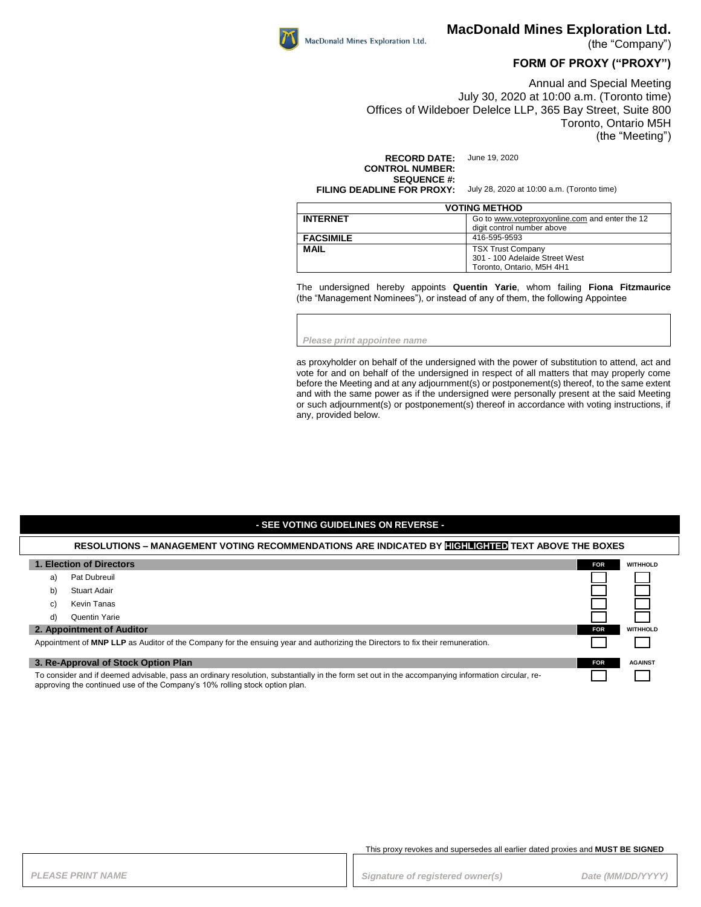# MacDonald Mines Exploration Ltd.

(the "Company")

## FORM OF PROXY ("PROXY")

Annual and Special Meeting
July 30, 2020 at 10:00 a.m. (Toronto time)
Offices of Wildeboer Delelce LLP, 365 Bay Street, Suite 800
Toronto, Ontario M5H
(the "Meeting")

**RECORD DATE:** June 19, 2020
**CONTROL NUMBER:**
**SEQUENCE #:**
**FILING DEADLINE FOR PROXY:** July 28, 2020 at 10:00 a.m. (Toronto time)

| VOTING METHOD | |
|---|---|
| **INTERNET** | Go to www.voteproxyonline.com and enter the 12 digit control number above |
| **FACSIMILE** | 416-595-9593 |
| **MAIL** | TSX Trust Company<br>301 - 100 Adelaide Street West<br>Toronto, Ontario, M5H 4H1 |

The undersigned hereby appoints **Quentin Yarie**, whom failing **Fiona Fitzmaurice** (the "Management Nominees"), or instead of any of them, the following Appointee

*Please print appointee name*

as proxyholder on behalf of the undersigned with the power of substitution to attend, act and vote for and on behalf of the undersigned in respect of all matters that may properly come before the Meeting and at any adjournment(s) or postponement(s) thereof, to the same extent and with the same power as if the undersigned were personally present at the said Meeting or such adjournment(s) or postponement(s) thereof in accordance with voting instructions, if any, provided below.

**- SEE VOTING GUIDELINES ON REVERSE -**

**RESOLUTIONS – MANAGEMENT VOTING RECOMMENDATIONS ARE INDICATED BY HIGHLIGHTED TEXT ABOVE THE BOXES**

| **1. Election of Directors** | **FOR** | **WITHHOLD** |
|---|---|---|
| a) Pat Dubreuil | ☐ | ☐ |
| b) Stuart Adair | ☐ | ☐ |
| c) Kevin Tanas | ☐ | ☐ |
| d) Quentin Yarie | ☐ | ☐ |

| **2. Appointment of Auditor** | **FOR** | **WITHHOLD** |
|---|---|---|
| Appointment of **MNP LLP** as Auditor of the Company for the ensuing year and authorizing the Directors to fix their remuneration. | ☐ | ☐ |

| **3. Re-Approval of Stock Option Plan** | **FOR** | **AGAINST** |
|---|---|---|
| To consider and if deemed advisable, pass an ordinary resolution, substantially in the form set out in the accompanying information circular, re-approving the continued use of the Company's 10% rolling stock option plan. | ☐ | ☐ |

This proxy revokes and supersedes all earlier dated proxies and **MUST BE SIGNED**

*PLEASE PRINT NAME*

*Signature of registered owner(s)* *Date (MM/DD/YYYY)*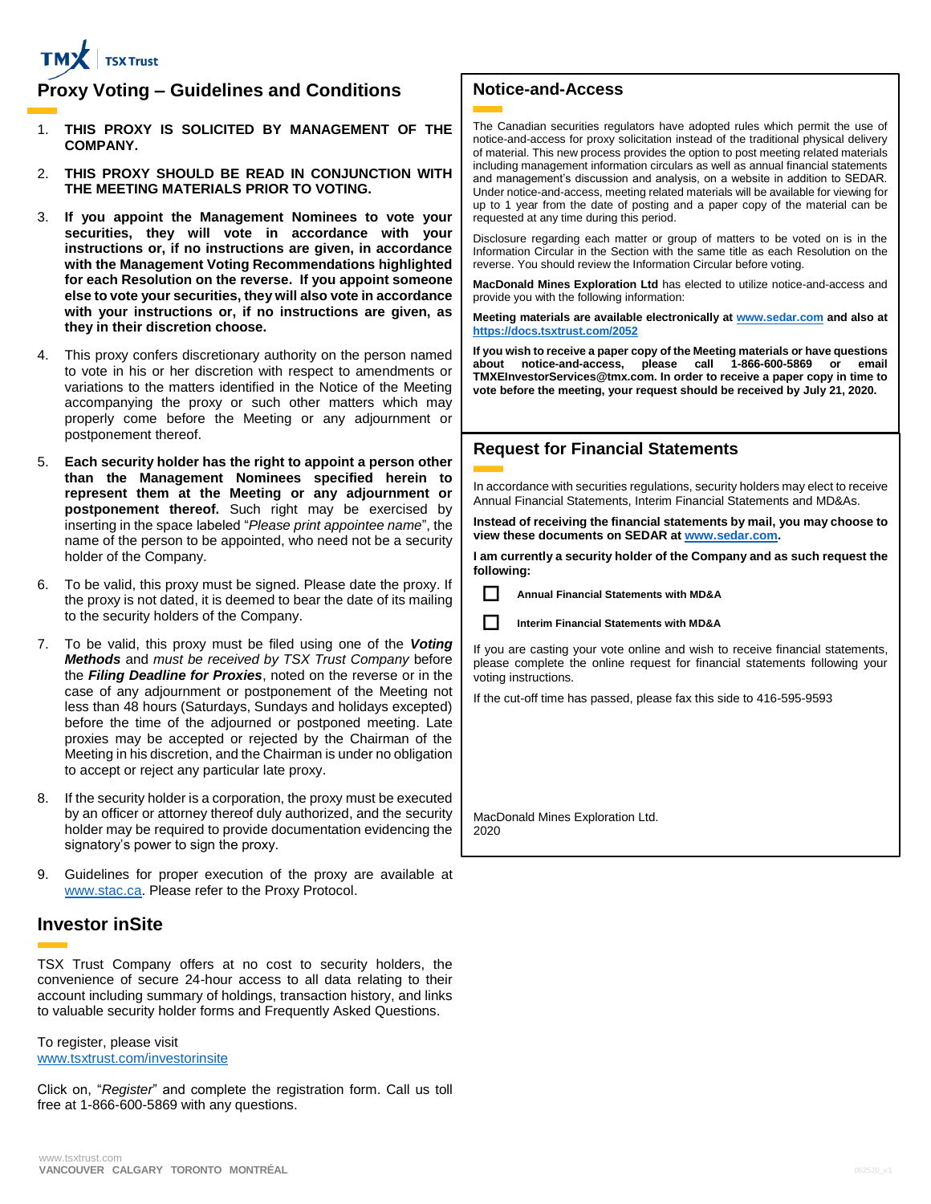## Proxy Voting – Guidelines and Conditions

1. **THIS PROXY IS SOLICITED BY MANAGEMENT OF THE COMPANY.**
2. **THIS PROXY SHOULD BE READ IN CONJUNCTION WITH THE MEETING MATERIALS PRIOR TO VOTING.**
3. **If you appoint the Management Nominees to vote your securities, they will vote in accordance with your instructions or, if no instructions are given, in accordance with the Management Voting Recommendations highlighted for each Resolution on the reverse. If you appoint someone else to vote your securities, they will also vote in accordance with your instructions or, if no instructions are given, as they in their discretion choose.**
4. This proxy confers discretionary authority on the person named to vote in his or her discretion with respect to amendments or variations to the matters identified in the Notice of the Meeting accompanying the proxy or such other matters which may properly come before the Meeting or any adjournment or postponement thereof.
5. **Each security holder has the right to appoint a person other than the Management Nominees specified herein to represent them at the Meeting or any adjournment or postponement thereof.** Such right may be exercised by inserting in the space labeled "*Please print appointee name*", the name of the person to be appointed, who need not be a security holder of the Company.
6. To be valid, this proxy must be signed. Please date the proxy. If the proxy is not dated, it is deemed to bear the date of its mailing to the security holders of the Company.
7. To be valid, this proxy must be filed using one of the ***Voting Methods*** and *must be received by TSX Trust Company* before the ***Filing Deadline for Proxies***, noted on the reverse or in the case of any adjournment or postponement of the Meeting not less than 48 hours (Saturdays, Sundays and holidays excepted) before the time of the adjourned or postponed meeting. Late proxies may be accepted or rejected by the Chairman of the Meeting in his discretion, and the Chairman is under no obligation to accept or reject any particular late proxy.
8. If the security holder is a corporation, the proxy must be executed by an officer or attorney thereof duly authorized, and the security holder may be required to provide documentation evidencing the signatory's power to sign the proxy.
9. Guidelines for proper execution of the proxy are available at www.stac.ca. Please refer to the Proxy Protocol.

## Investor inSite

TSX Trust Company offers at no cost to security holders, the convenience of secure 24-hour access to all data relating to their account including summary of holdings, transaction history, and links to valuable security holder forms and Frequently Asked Questions.

To register, please visit
www.tsxtrust.com/investorinsite

Click on, "*Register*" and complete the registration form. Call us toll free at 1-866-600-5869 with any questions.

## Notice-and-Access

The Canadian securities regulators have adopted rules which permit the use of notice-and-access for proxy solicitation instead of the traditional physical delivery of material. This new process provides the option to post meeting related materials including management information circulars as well as annual financial statements and management's discussion and analysis, on a website in addition to SEDAR. Under notice-and-access, meeting related materials will be available for viewing for up to 1 year from the date of posting and a paper copy of the material can be requested at any time during this period.

Disclosure regarding each matter or group of matters to be voted on is in the Information Circular in the Section with the same title as each Resolution on the reverse. You should review the Information Circular before voting.

**MacDonald Mines Exploration Ltd** has elected to utilize notice-and-access and provide you with the following information:

**Meeting materials are available electronically at www.sedar.com and also at https://docs.tsxtrust.com/2052**

**If you wish to receive a paper copy of the Meeting materials or have questions about notice-and-access, please call 1-866-600-5869 or email TMXEInvestorServices@tmx.com. In order to receive a paper copy in time to vote before the meeting, your request should be received by July 21, 2020.**

## Request for Financial Statements

In accordance with securities regulations, security holders may elect to receive Annual Financial Statements, Interim Financial Statements and MD&As.

**Instead of receiving the financial statements by mail, you may choose to view these documents on SEDAR at www.sedar.com.**

**I am currently a security holder of the Company and as such request the following:**

☐ **Annual Financial Statements with MD&A**

☐ **Interim Financial Statements with MD&A**

If you are casting your vote online and wish to receive financial statements, please complete the online request for financial statements following your voting instructions.

If the cut-off time has passed, please fax this side to 416-595-9593

MacDonald Mines Exploration Ltd.
2020